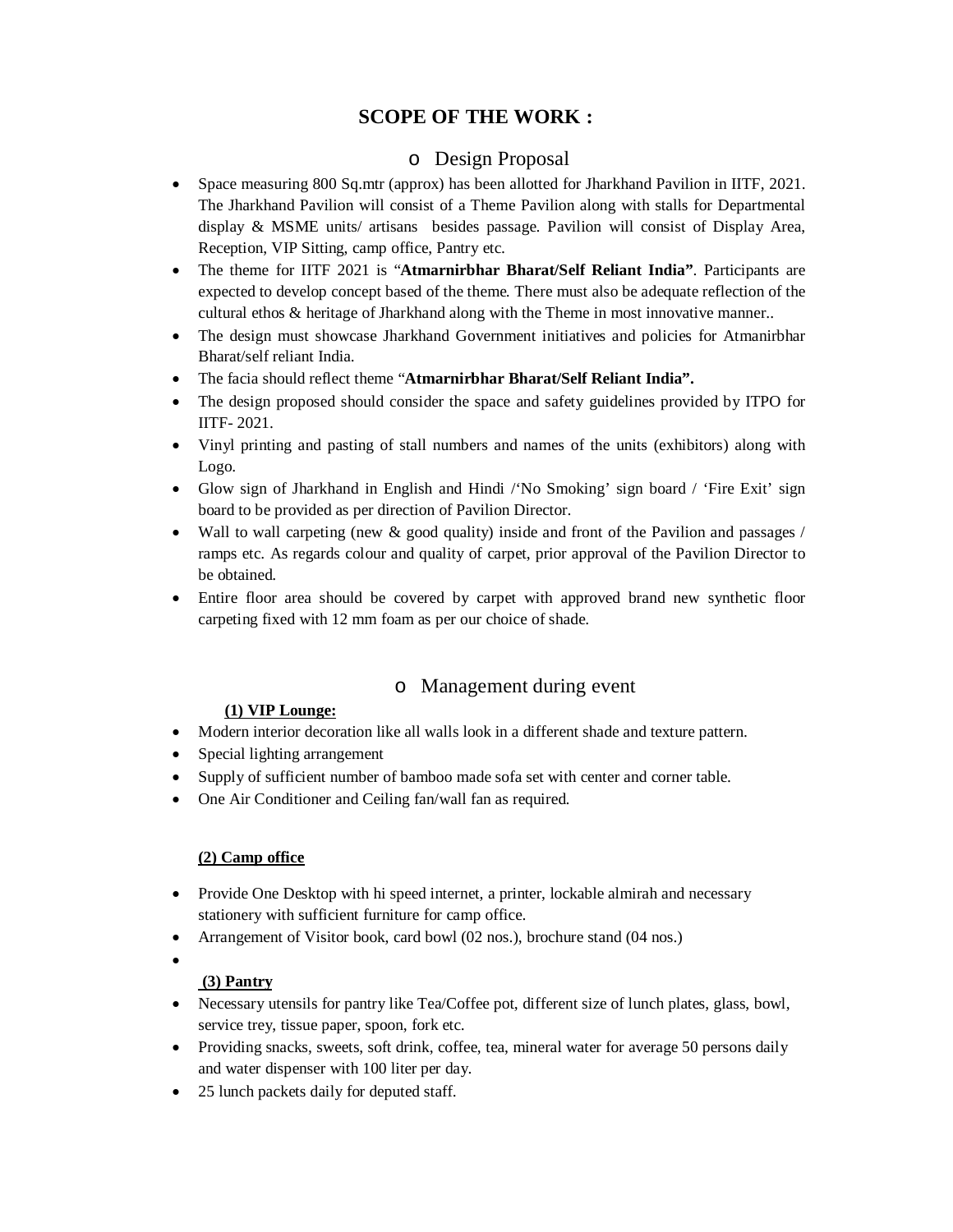# SCOPE OF THE WORK :

## Design Proposal

- Space measuring 800 Sq.mtr (approx) has been allotted for Jharkhand Pavilion in IITF, 2021. The Jharkhand Pavilion will consist of a Theme Pavilion along with stalls for Departmental display & MSME units/ artisans besides passage. Pavilion will consist of Display Area, Reception, VIP Sitting, camp office, Pantry etc.
- The theme for IITF 2021 is "**Atmarnirbhar Bharat/Self Reliant India"**. Participants are expected to develop concept based of the theme. There must also be adequate reflection of the cultural ethos & heritage of Jharkhand along with the Theme in most innovative manner..
- The design must showcase Jharkhand Government initiatives and policies for Atmanirbhar Bharat/self reliant India.
- The facia should reflect theme "**Atmarnirbhar Bharat/Self Reliant India".**
- The design proposed should consider the space and safety guidelines provided by ITPO for IITF- 2021.
- Vinyl printing and pasting of stall numbers and names of the units (exhibitors) along with Logo.
- Glow sign of Jharkhand in English and Hindi /'No Smoking' sign board / 'Fire Exit' sign board to be provided as per direction of Pavilion Director.
- Wall to wall carpeting (new & good quality) inside and front of the Pavilion and passages / ramps etc. As regards colour and quality of carpet, prior approval of the Pavilion Director to be obtained.
- Entire floor area should be covered by carpet with approved brand new synthetic floor carpeting fixed with 12 mm foam as per our choice of shade.

## Management during event

**(1) VIP Lounge:**

- Modern interior decoration like all walls look in a different shade and texture pattern.
- Special lighting arrangement
- Supply of sufficient number of bamboo made sofa set with center and corner table.
- One Air Conditioner and Ceiling fan/wall fan as required.

**(2) Camp office**

- Provide One Desktop with hi speed internet, a printer, lockable almirah and necessary stationery with sufficient furniture for camp office.
- Arrangement of Visitor book, card bowl (02 nos.), brochure stand (04 nos.)

**(3) Pantry**

- Necessary utensils for pantry like Tea/Coffee pot, different size of lunch plates, glass, bowl, service trey, tissue paper, spoon, fork etc.
- Providing snacks, sweets, soft drink, coffee, tea, mineral water for average 50 persons daily and water dispenser with 100 liter per day.
- 25 lunch packets daily for deputed staff.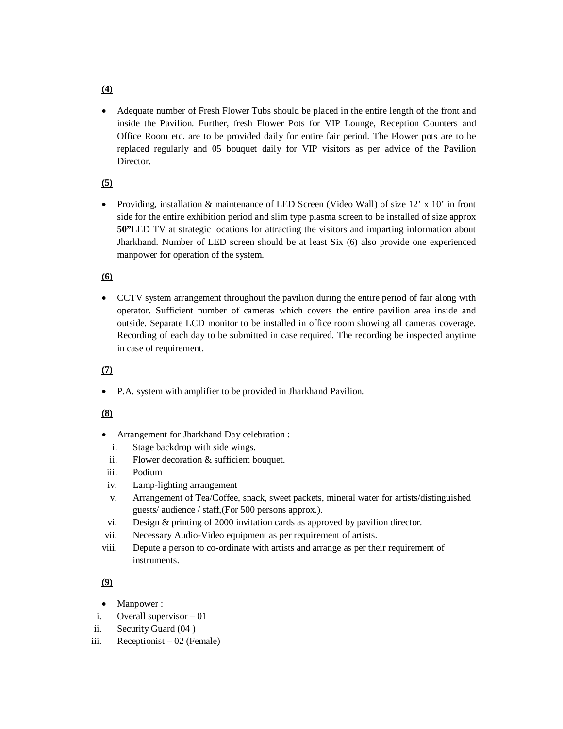**(4)**

- Adequate number of Fresh Flower Tubs should be placed in the entire length of the front and inside the Pavilion. Further, fresh Flower Pots for VIP Lounge, Reception Counters and Office Room etc. are to be provided daily for entire fair period. The Flower pots are to be replaced regularly and 05 bouquet daily for VIP visitors as per advice of the Pavilion Director.

**(5)**

- Providing, installation & maintenance of LED Screen (Video Wall) of size 12' x 10' in front side for the entire exhibition period and slim type plasma screen to be installed of size approx **50"**LED TV at strategic locations for attracting the visitors and imparting information about Jharkhand. Number of LED screen should be at least Six (6) also provide one experienced manpower for operation of the system.

**(6)**

- CCTV system arrangement throughout the pavilion during the entire period of fair along with operator. Sufficient number of cameras which covers the entire pavilion area inside and outside. Separate LCD monitor to be installed in office room showing all cameras coverage. Recording of each day to be submitted in case required. The recording be inspected anytime in case of requirement.

**(7)**

- P.A. system with amplifier to be provided in Jharkhand Pavilion.

**(8)**

- Arrangement for Jharkhand Day celebration :
  - i. Stage backdrop with side wings.
  - ii. Flower decoration & sufficient bouquet.
  - iii. Podium
  - iv. Lamp-lighting arrangement
  - v. Arrangement of Tea/Coffee, snack, sweet packets, mineral water for artists/distinguished guests/ audience / staff,(For 500 persons approx.).
  - vi. Design & printing of 2000 invitation cards as approved by pavilion director.
  - vii. Necessary Audio-Video equipment as per requirement of artists.
  - viii. Depute a person to co-ordinate with artists and arrange as per their requirement of instruments.

**(9)**

- Manpower :
  - i. Overall supervisor – 01
  - ii. Security Guard (04 )
  - iii. Receptionist – 02 (Female)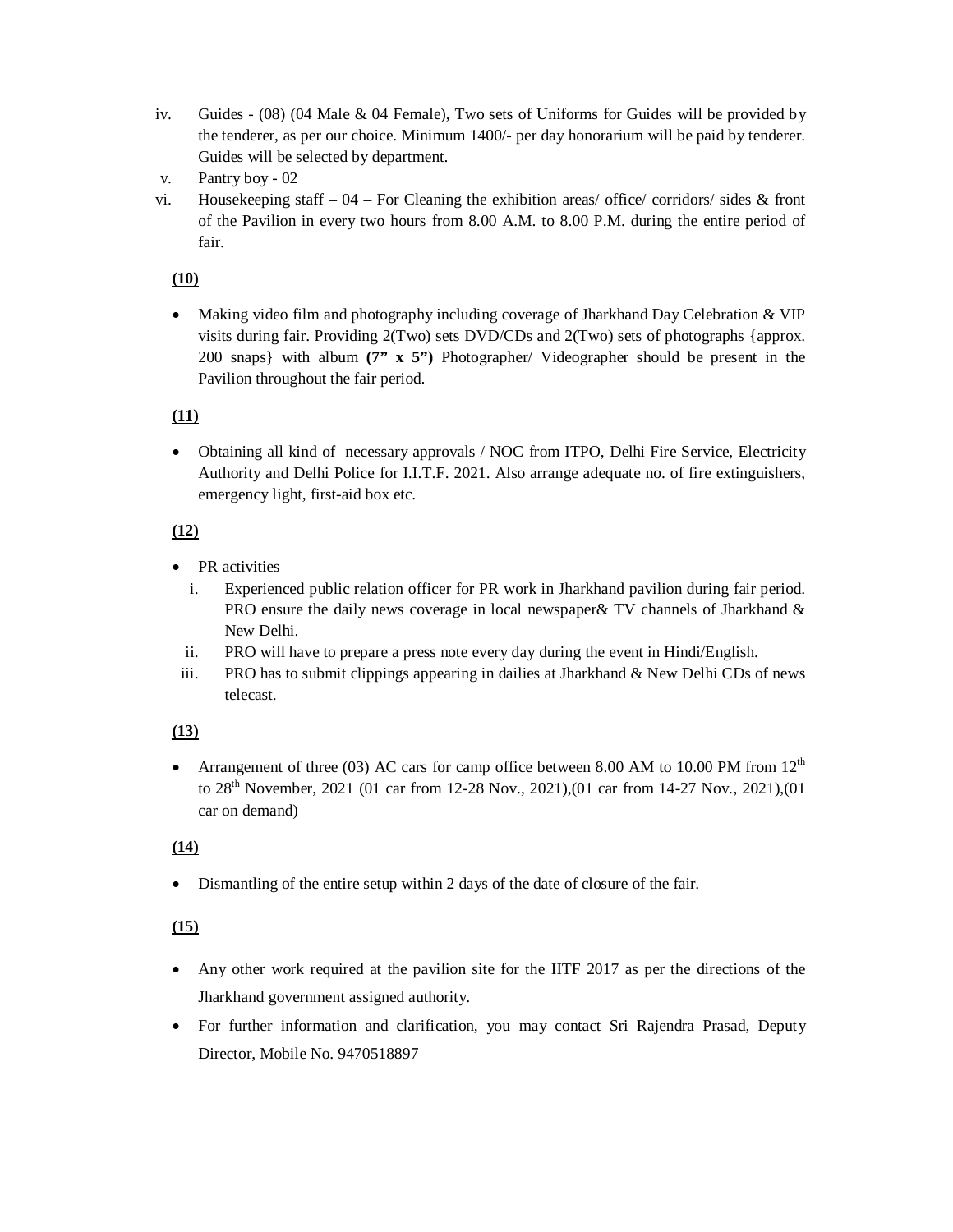iv. Guides - (08) (04 Male & 04 Female), Two sets of Uniforms for Guides will be provided by the tenderer, as per our choice. Minimum 1400/- per day honorarium will be paid by tenderer. Guides will be selected by department.

v. Pantry boy - 02

vi. Housekeeping staff – 04 – For Cleaning the exhibition areas/ office/ corridors/ sides & front of the Pavilion in every two hours from 8.00 A.M. to 8.00 P.M. during the entire period of fair.

**(10)**

- Making video film and photography including coverage of Jharkhand Day Celebration & VIP visits during fair. Providing 2(Two) sets DVD/CDs and 2(Two) sets of photographs {approx. 200 snaps} with album **(7" x 5")** Photographer/ Videographer should be present in the Pavilion throughout the fair period.

**(11)**

- Obtaining all kind of necessary approvals / NOC from ITPO, Delhi Fire Service, Electricity Authority and Delhi Police for I.I.T.F. 2021. Also arrange adequate no. of fire extinguishers, emergency light, first-aid box etc.

**(12)**

- PR activities
  i. Experienced public relation officer for PR work in Jharkhand pavilion during fair period. PRO ensure the daily news coverage in local newspaper& TV channels of Jharkhand & New Delhi.
  ii. PRO will have to prepare a press note every day during the event in Hindi/English.
  iii. PRO has to submit clippings appearing in dailies at Jharkhand & New Delhi CDs of news telecast.

**(13)**

- Arrangement of three (03) AC cars for camp office between 8.00 AM to 10.00 PM from 12th to 28th November, 2021 (01 car from 12-28 Nov., 2021),(01 car from 14-27 Nov., 2021),(01 car on demand)

**(14)**

- Dismantling of the entire setup within 2 days of the date of closure of the fair.

**(15)**

- Any other work required at the pavilion site for the IITF 2017 as per the directions of the Jharkhand government assigned authority.
- For further information and clarification, you may contact Sri Rajendra Prasad, Deputy Director, Mobile No. 9470518897